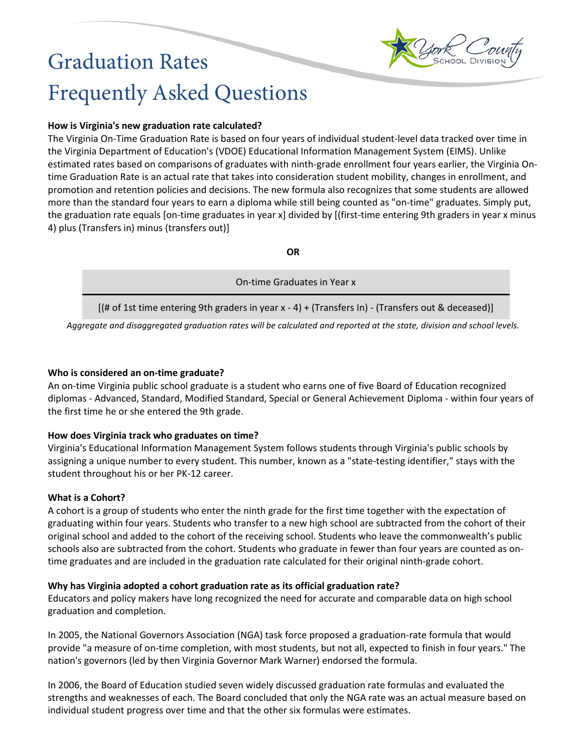# Graduation Rates
# Frequently Asked Questions

**How is Virginia's new graduation rate calculated?**

The Virginia On-Time Graduation Rate is based on four years of individual student-level data tracked over time in the Virginia Department of Education's (VDOE) Educational Information Management System (EIMS). Unlike estimated rates based on comparisons of graduates with ninth-grade enrollment four years earlier, the Virginia On-time Graduation Rate is an actual rate that takes into consideration student mobility, changes in enrollment, and promotion and retention policies and decisions. The new formula also recognizes that some students are allowed more than the standard four years to earn a diploma while still being counted as "on-time" graduates. Simply put, the graduation rate equals [on-time graduates in year x] divided by [(first-time entering 9th graders in year x minus 4) plus (Transfers in) minus (transfers out)]

**OR**

$$\frac{\text{On-time Graduates in Year x}}{[(\text{\# of 1st time entering 9th graders in year x} - 4) + (\text{Transfers In}) - (\text{Transfers out \& deceased})]}$$

*Aggregate and disaggregated graduation rates will be calculated and reported at the state, division and school levels.*

**Who is considered an on-time graduate?**

An on-time Virginia public school graduate is a student who earns one of five Board of Education recognized diplomas - Advanced, Standard, Modified Standard, Special or General Achievement Diploma - within four years of the first time he or she entered the 9th grade.

**How does Virginia track who graduates on time?**

Virginia's Educational Information Management System follows students through Virginia's public schools by assigning a unique number to every student. This number, known as a "state-testing identifier," stays with the student throughout his or her PK-12 career.

**What is a Cohort?**

A cohort is a group of students who enter the ninth grade for the first time together with the expectation of graduating within four years. Students who transfer to a new high school are subtracted from the cohort of their original school and added to the cohort of the receiving school. Students who leave the commonwealth's public schools also are subtracted from the cohort. Students who graduate in fewer than four years are counted as on-time graduates and are included in the graduation rate calculated for their original ninth-grade cohort.

**Why has Virginia adopted a cohort graduation rate as its official graduation rate?**

Educators and policy makers have long recognized the need for accurate and comparable data on high school graduation and completion.

In 2005, the National Governors Association (NGA) task force proposed a graduation-rate formula that would provide "a measure of on-time completion, with most students, but not all, expected to finish in four years." The nation's governors (led by then Virginia Governor Mark Warner) endorsed the formula.

In 2006, the Board of Education studied seven widely discussed graduation rate formulas and evaluated the strengths and weaknesses of each. The Board concluded that only the NGA rate was an actual measure based on individual student progress over time and that the other six formulas were estimates.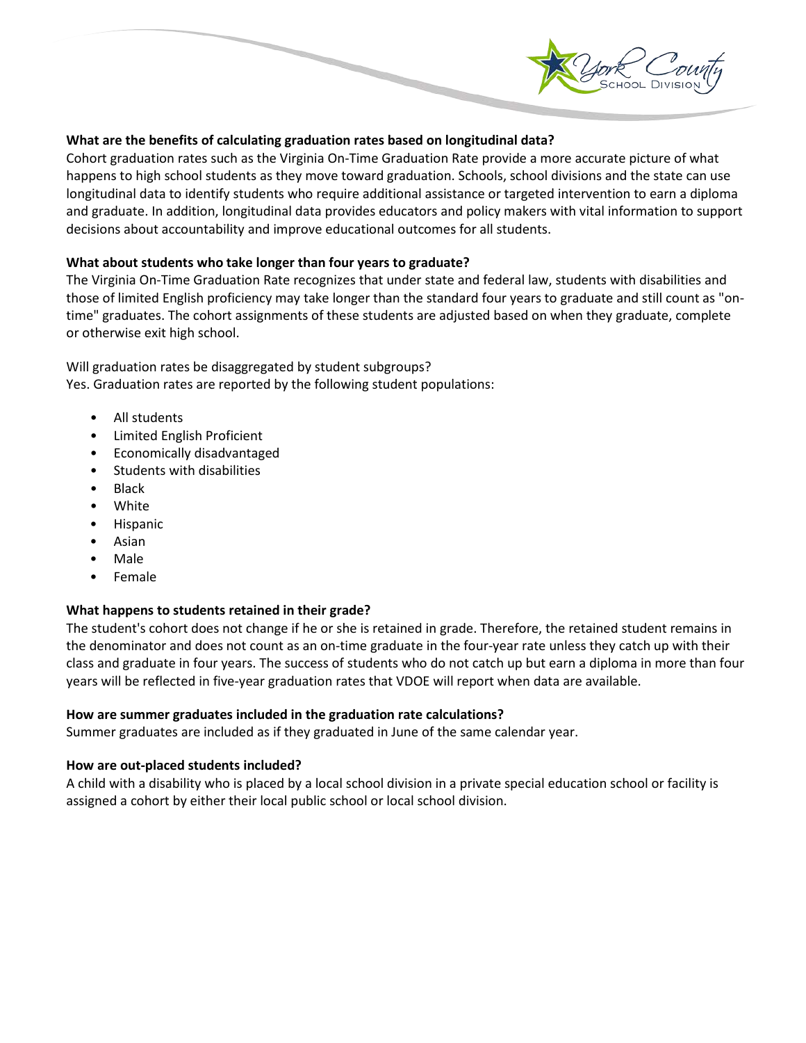**What are the benefits of calculating graduation rates based on longitudinal data?**

Cohort graduation rates such as the Virginia On-Time Graduation Rate provide a more accurate picture of what happens to high school students as they move toward graduation. Schools, school divisions and the state can use longitudinal data to identify students who require additional assistance or targeted intervention to earn a diploma and graduate. In addition, longitudinal data provides educators and policy makers with vital information to support decisions about accountability and improve educational outcomes for all students.

**What about students who take longer than four years to graduate?**

The Virginia On-Time Graduation Rate recognizes that under state and federal law, students with disabilities and those of limited English proficiency may take longer than the standard four years to graduate and still count as "on-time" graduates. The cohort assignments of these students are adjusted based on when they graduate, complete or otherwise exit high school.

Will graduation rates be disaggregated by student subgroups?

Yes. Graduation rates are reported by the following student populations:

- All students
- Limited English Proficient
- Economically disadvantaged
- Students with disabilities
- Black
- White
- Hispanic
- Asian
- Male
- Female

**What happens to students retained in their grade?**

The student's cohort does not change if he or she is retained in grade. Therefore, the retained student remains in the denominator and does not count as an on-time graduate in the four-year rate unless they catch up with their class and graduate in four years. The success of students who do not catch up but earn a diploma in more than four years will be reflected in five-year graduation rates that VDOE will report when data are available.

**How are summer graduates included in the graduation rate calculations?**

Summer graduates are included as if they graduated in June of the same calendar year.

**How are out-placed students included?**

A child with a disability who is placed by a local school division in a private special education school or facility is assigned a cohort by either their local public school or local school division.